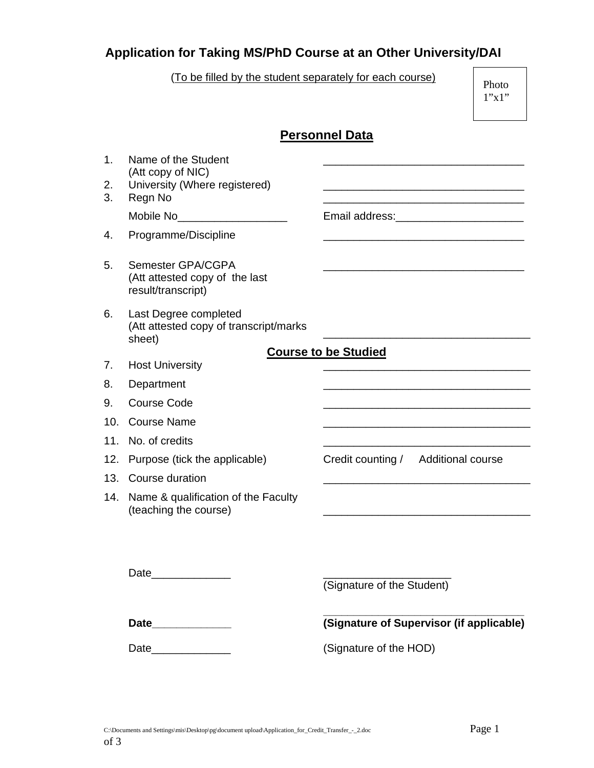# Application for Taking MS/PhD Course at an Other University/DAI

(To be filled by the student separately for each course)

Photo 1"x1"

## Personnel Data

1. Name of the Student (Att copy of NIC) ________________________________
2. University (Where registered) ________________________________
3. Regn No ________________________________

   Mobile No__________________ Email address:_____________________
4. Programme/Discipline ________________________________
5. Semester GPA/CGPA (Att attested copy of the last result/transcript) ________________________________
6. Last Degree completed (Att attested copy of transcript/marks sheet) ________________________________

## Course to be Studied

7. Host University ________________________________
8. Department ________________________________
9. Course Code ________________________________
10. Course Name ________________________________
11. No. of credits ________________________________
12. Purpose (tick the applicable) Credit counting / Additional course
13. Course duration ________________________________
14. Name & qualification of the Faculty (teaching the course) ________________________________

Date_____________ _____________________
(Signature of the Student)

**Date**_____________ _________________________________
**(Signature of Supervisor (if applicable)**

Date_____________ (Signature of the HOD)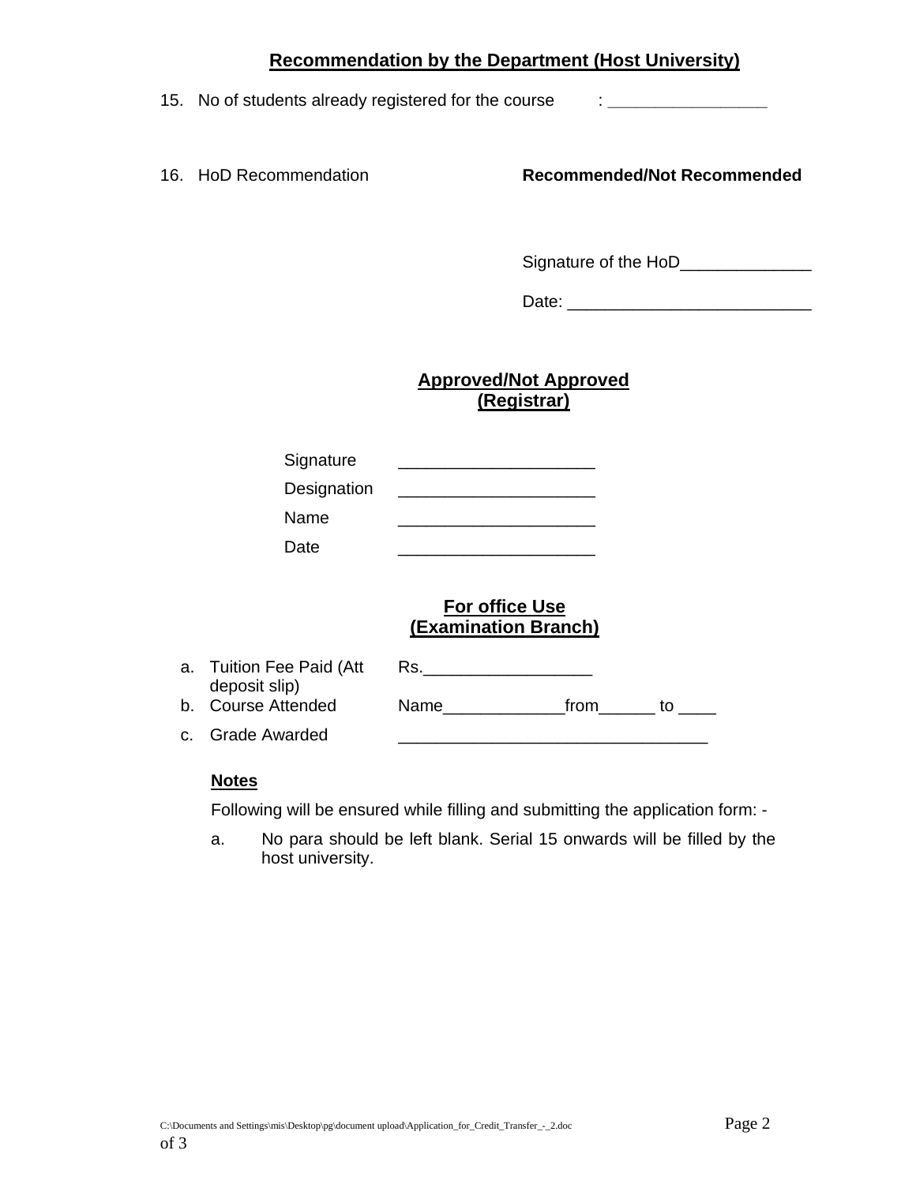## Recommendation by the Department (Host University)

15. No of students already registered for the course : ________________

16. HoD Recommendation **Recommended/Not Recommended**

Signature of the HoD______________

Date: __________________________

## Approved/Not Approved (Registrar)

Signature _____________________

Designation _____________________

Name _____________________

Date _____________________

## For office Use (Examination Branch)

a. Tuition Fee Paid (Att deposit slip) Rs.__________________

b. Course Attended Name_____________from______ to ____

c. Grade Awarded _________________________________

**Notes**

Following will be ensured while filling and submitting the application form: -

a. No para should be left blank. Serial 15 onwards will be filled by the host university.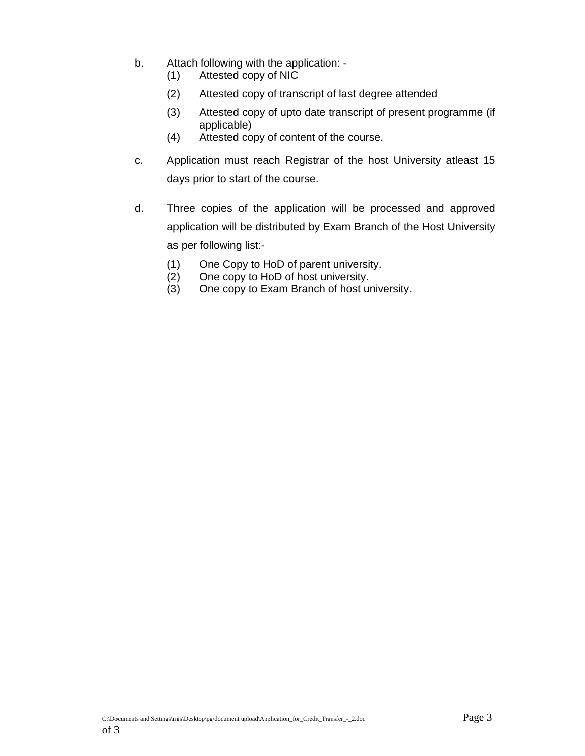b. Attach following with the application: -

   (1) Attested copy of NIC

   (2) Attested copy of transcript of last degree attended

   (3) Attested copy of upto date transcript of present programme (if applicable)

   (4) Attested copy of content of the course.

c. Application must reach Registrar of the host University atleast 15 days prior to start of the course.

d. Three copies of the application will be processed and approved application will be distributed by Exam Branch of the Host University as per following list:-

   (1) One Copy to HoD of parent university.

   (2) One copy to HoD of host university.

   (3) One copy to Exam Branch of host university.